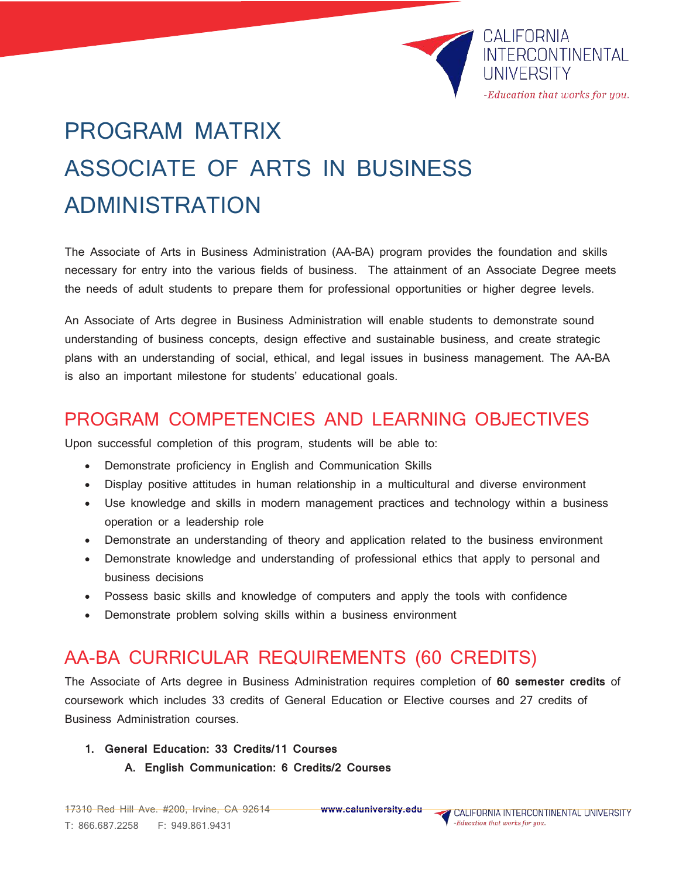# PROGRAM MATRIX
# ASSOCIATE OF ARTS IN BUSINESS ADMINISTRATION

The Associate of Arts in Business Administration (AA-BA) program provides the foundation and skills necessary for entry into the various fields of business. The attainment of an Associate Degree meets the needs of adult students to prepare them for professional opportunities or higher degree levels.

An Associate of Arts degree in Business Administration will enable students to demonstrate sound understanding of business concepts, design effective and sustainable business, and create strategic plans with an understanding of social, ethical, and legal issues in business management. The AA-BA is also an important milestone for students' educational goals.

## PROGRAM COMPETENCIES AND LEARNING OBJECTIVES

Upon successful completion of this program, students will be able to:

- Demonstrate proficiency in English and Communication Skills
- Display positive attitudes in human relationship in a multicultural and diverse environment
- Use knowledge and skills in modern management practices and technology within a business operation or a leadership role
- Demonstrate an understanding of theory and application related to the business environment
- Demonstrate knowledge and understanding of professional ethics that apply to personal and business decisions
- Possess basic skills and knowledge of computers and apply the tools with confidence
- Demonstrate problem solving skills within a business environment

## AA-BA CURRICULAR REQUIREMENTS (60 CREDITS)

The Associate of Arts degree in Business Administration requires completion of **60 semester credits** of coursework which includes 33 credits of General Education or Elective courses and 27 credits of Business Administration courses.

1. **General Education: 33 Credits/11 Courses**
   A. **English Communication: 6 Credits/2 Courses**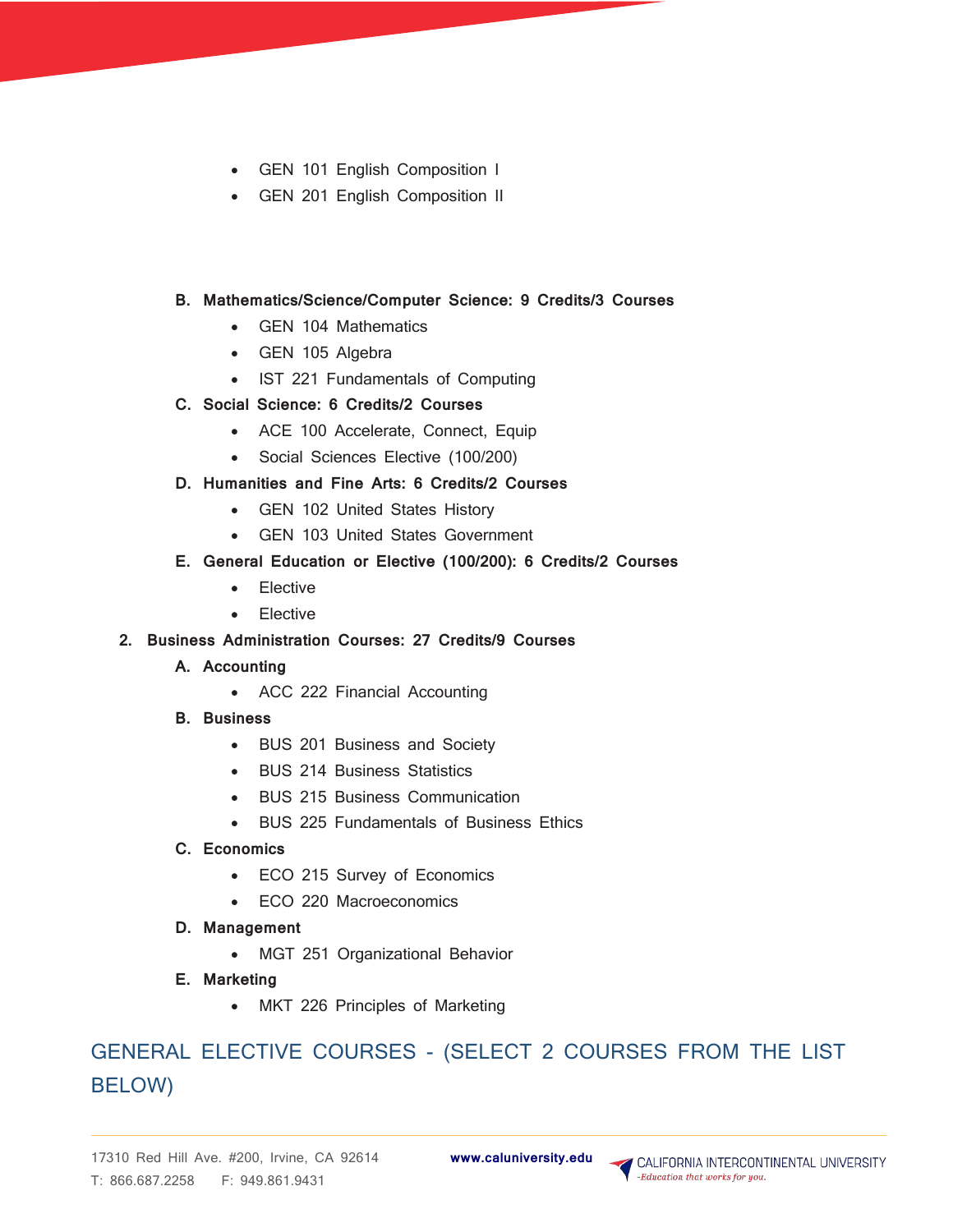- GEN 101 English Composition I
- GEN 201 English Composition II

**B. Mathematics/Science/Computer Science: 9 Credits/3 Courses**

- GEN 104 Mathematics
- GEN 105 Algebra
- IST 221 Fundamentals of Computing

**C. Social Science: 6 Credits/2 Courses**

- ACE 100 Accelerate, Connect, Equip
- Social Sciences Elective (100/200)

**D. Humanities and Fine Arts: 6 Credits/2 Courses**

- GEN 102 United States History
- GEN 103 United States Government

**E. General Education or Elective (100/200): 6 Credits/2 Courses**

- Elective
- Elective

**2. Business Administration Courses: 27 Credits/9 Courses**

**A. Accounting**

- ACC 222 Financial Accounting

**B. Business**

- BUS 201 Business and Society
- BUS 214 Business Statistics
- BUS 215 Business Communication
- BUS 225 Fundamentals of Business Ethics

**C. Economics**

- ECO 215 Survey of Economics
- ECO 220 Macroeconomics

**D. Management**

- MGT 251 Organizational Behavior

**E. Marketing**

- MKT 226 Principles of Marketing

## GENERAL ELECTIVE COURSES - (SELECT 2 COURSES FROM THE LIST BELOW)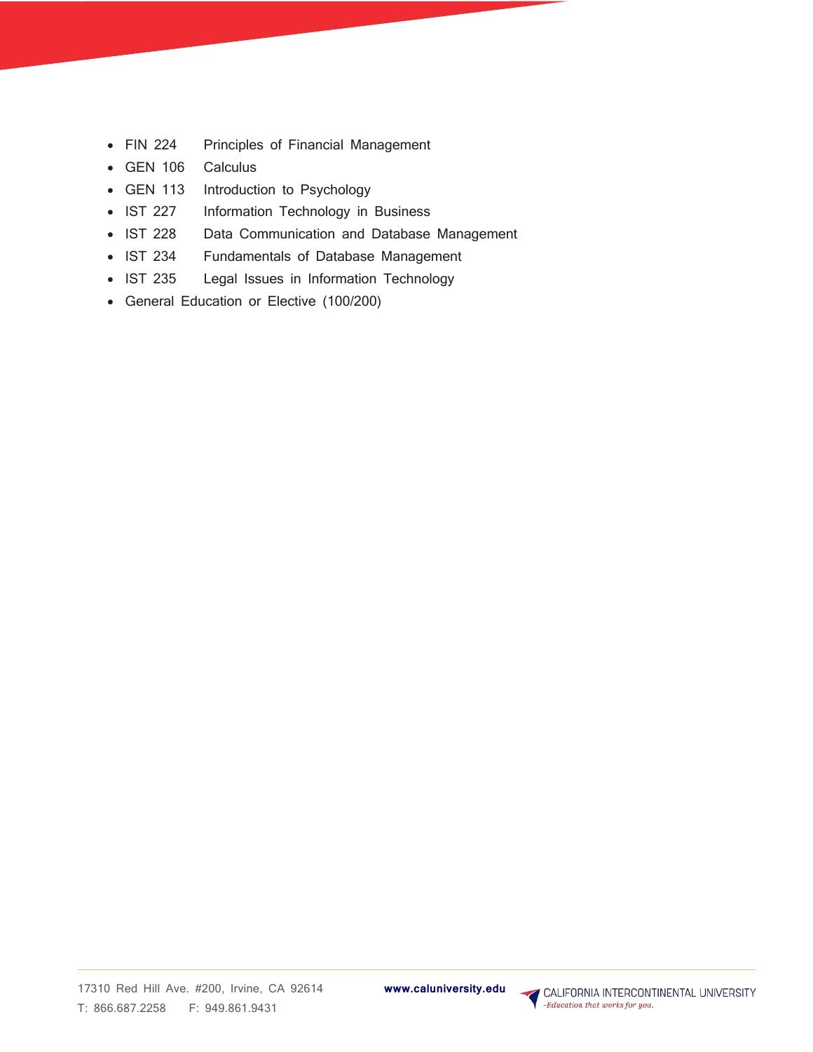- FIN 224 Principles of Financial Management
- GEN 106 Calculus
- GEN 113 Introduction to Psychology
- IST 227 Information Technology in Business
- IST 228 Data Communication and Database Management
- IST 234 Fundamentals of Database Management
- IST 235 Legal Issues in Information Technology
- General Education or Elective (100/200)